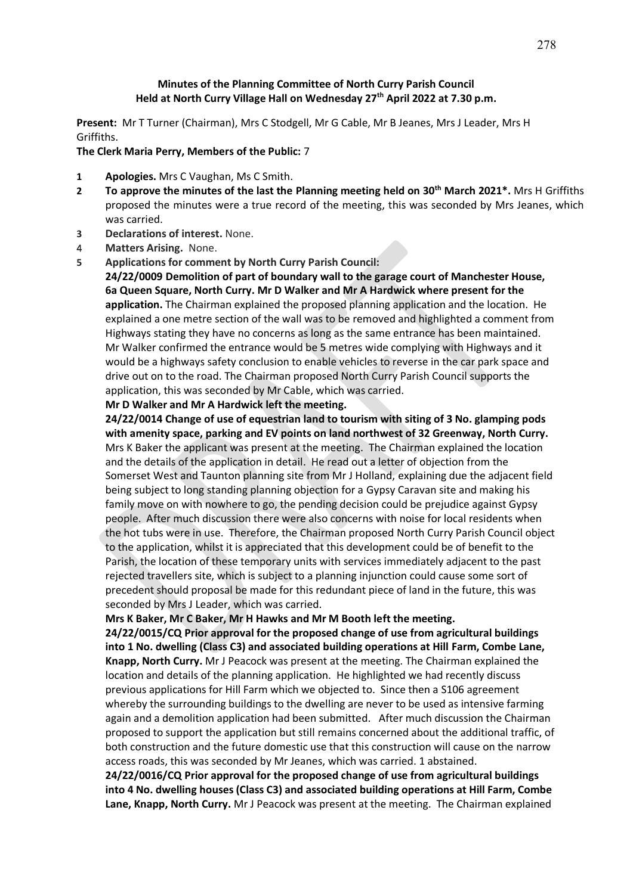**Minutes of the Planning Committee of North Curry Parish Council**
**Held at North Curry Village Hall on Wednesday 27th April 2022 at 7.30 p.m.**

**Present:** Mr T Turner (Chairman), Mrs C Stodgell, Mr G Cable, Mr B Jeanes, Mrs J Leader, Mrs H Griffiths.

**The Clerk Maria Perry, Members of the Public:** 7

1. **Apologies.** Mrs C Vaughan, Ms C Smith.
2. **To approve the minutes of the last the Planning meeting held on 30th March 2021\*.** Mrs H Griffiths proposed the minutes were a true record of the meeting, this was seconded by Mrs Jeanes, which was carried.
3. **Declarations of interest.** None.
4. **Matters Arising.** None.
5. **Applications for comment by North Curry Parish Council:**

**24/22/0009 Demolition of part of boundary wall to the garage court of Manchester House, 6a Queen Square, North Curry. Mr D Walker and Mr A Hardwick where present for the application.** The Chairman explained the proposed planning application and the location. He explained a one metre section of the wall was to be removed and highlighted a comment from Highways stating they have no concerns as long as the same entrance has been maintained. Mr Walker confirmed the entrance would be 5 metres wide complying with Highways and it would be a highways safety conclusion to enable vehicles to reverse in the car park space and drive out on to the road. The Chairman proposed North Curry Parish Council supports the application, this was seconded by Mr Cable, which was carried.

**Mr D Walker and Mr A Hardwick left the meeting.**

**24/22/0014 Change of use of equestrian land to tourism with siting of 3 No. glamping pods with amenity space, parking and EV points on land northwest of 32 Greenway, North Curry.** Mrs K Baker the applicant was present at the meeting. The Chairman explained the location and the details of the application in detail. He read out a letter of objection from the Somerset West and Taunton planning site from Mr J Holland, explaining due the adjacent field being subject to long standing planning objection for a Gypsy Caravan site and making his family move on with nowhere to go, the pending decision could be prejudice against Gypsy people. After much discussion there were also concerns with noise for local residents when the hot tubs were in use. Therefore, the Chairman proposed North Curry Parish Council object to the application, whilst it is appreciated that this development could be of benefit to the Parish, the location of these temporary units with services immediately adjacent to the past rejected travellers site, which is subject to a planning injunction could cause some sort of precedent should proposal be made for this redundant piece of land in the future, this was seconded by Mrs J Leader, which was carried.

**Mrs K Baker, Mr C Baker, Mr H Hawks and Mr M Booth left the meeting.**

**24/22/0015/CQ Prior approval for the proposed change of use from agricultural buildings into 1 No. dwelling (Class C3) and associated building operations at Hill Farm, Combe Lane, Knapp, North Curry.** Mr J Peacock was present at the meeting. The Chairman explained the location and details of the planning application. He highlighted we had recently discuss previous applications for Hill Farm which we objected to. Since then a S106 agreement whereby the surrounding buildings to the dwelling are never to be used as intensive farming again and a demolition application had been submitted. After much discussion the Chairman proposed to support the application but still remains concerned about the additional traffic, of both construction and the future domestic use that this construction will cause on the narrow access roads, this was seconded by Mr Jeanes, which was carried. 1 abstained.

**24/22/0016/CQ Prior approval for the proposed change of use from agricultural buildings into 4 No. dwelling houses (Class C3) and associated building operations at Hill Farm, Combe Lane, Knapp, North Curry.** Mr J Peacock was present at the meeting. The Chairman explained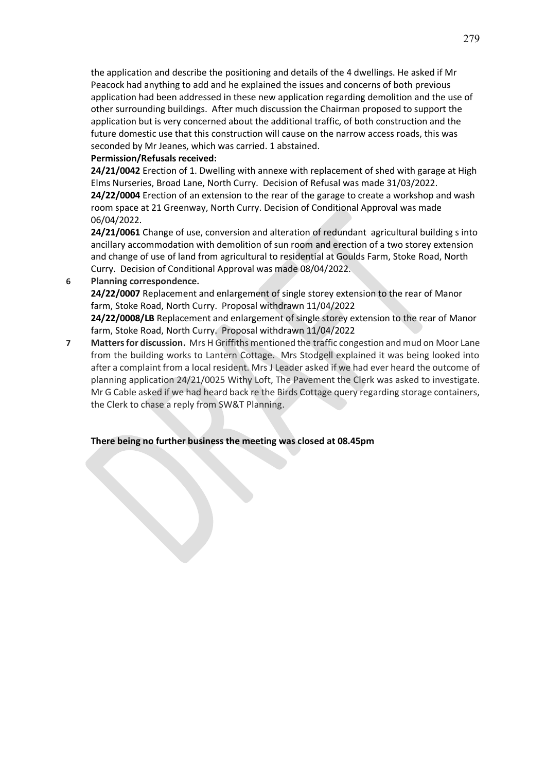the application and describe the positioning and details of the 4 dwellings. He asked if Mr Peacock had anything to add and he explained the issues and concerns of both previous application had been addressed in these new application regarding demolition and the use of other surrounding buildings. After much discussion the Chairman proposed to support the application but is very concerned about the additional traffic, of both construction and the future domestic use that this construction will cause on the narrow access roads, this was seconded by Mr Jeanes, which was carried. 1 abstained.

**Permission/Refusals received:**

**24/21/0042** Erection of 1. Dwelling with annexe with replacement of shed with garage at High Elms Nurseries, Broad Lane, North Curry. Decision of Refusal was made 31/03/2022.

**24/22/0004** Erection of an extension to the rear of the garage to create a workshop and wash room space at 21 Greenway, North Curry. Decision of Conditional Approval was made 06/04/2022.

**24/21/0061** Change of use, conversion and alteration of redundant agricultural building s into ancillary accommodation with demolition of sun room and erection of a two storey extension and change of use of land from agricultural to residential at Goulds Farm, Stoke Road, North Curry. Decision of Conditional Approval was made 08/04/2022.

**6 Planning correspondence.**

**24/22/0007** Replacement and enlargement of single storey extension to the rear of Manor farm, Stoke Road, North Curry. Proposal withdrawn 11/04/2022

**24/22/0008/LB** Replacement and enlargement of single storey extension to the rear of Manor farm, Stoke Road, North Curry. Proposal withdrawn 11/04/2022

**7 Matters for discussion.** Mrs H Griffiths mentioned the traffic congestion and mud on Moor Lane from the building works to Lantern Cottage. Mrs Stodgell explained it was being looked into after a complaint from a local resident. Mrs J Leader asked if we had ever heard the outcome of planning application 24/21/0025 Withy Loft, The Pavement the Clerk was asked to investigate. Mr G Cable asked if we had heard back re the Birds Cottage query regarding storage containers, the Clerk to chase a reply from SW&T Planning.

**There being no further business the meeting was closed at 08.45pm**